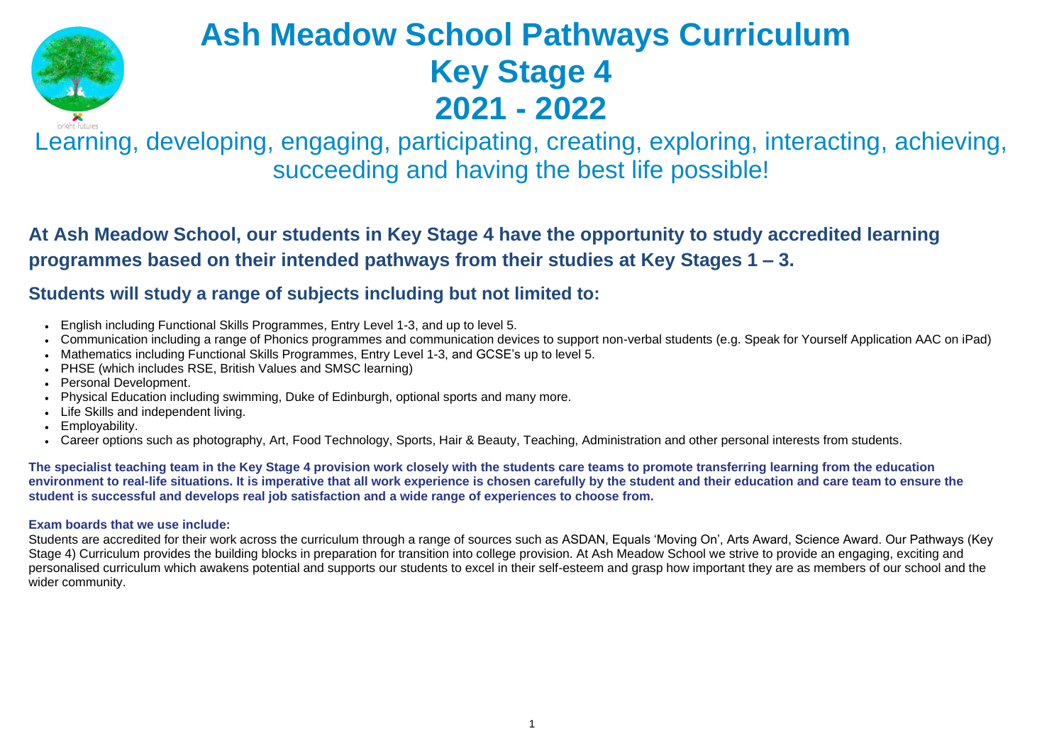# Ash Meadow School Pathways Curriculum
# Key Stage 4
# 2021 - 2022

Learning, developing, engaging, participating, creating, exploring, interacting, achieving, succeeding and having the best life possible!

## At Ash Meadow School, our students in Key Stage 4 have the opportunity to study accredited learning programmes based on their intended pathways from their studies at Key Stages 1 – 3.

## Students will study a range of subjects including but not limited to:

- English including Functional Skills Programmes, Entry Level 1-3, and up to level 5.
- Communication including a range of Phonics programmes and communication devices to support non-verbal students (e.g. Speak for Yourself Application AAC on iPad)
- Mathematics including Functional Skills Programmes, Entry Level 1-3, and GCSE's up to level 5.
- PHSE (which includes RSE, British Values and SMSC learning)
- Personal Development.
- Physical Education including swimming, Duke of Edinburgh, optional sports and many more.
- Life Skills and independent living.
- Employability.
- Career options such as photography, Art, Food Technology, Sports, Hair & Beauty, Teaching, Administration and other personal interests from students.

**The specialist teaching team in the Key Stage 4 provision work closely with the students care teams to promote transferring learning from the education environment to real-life situations. It is imperative that all work experience is chosen carefully by the student and their education and care team to ensure the student is successful and develops real job satisfaction and a wide range of experiences to choose from.**

**Exam boards that we use include:**

Students are accredited for their work across the curriculum through a range of sources such as ASDAN, Equals 'Moving On', Arts Award, Science Award. Our Pathways (Key Stage 4) Curriculum provides the building blocks in preparation for transition into college provision. At Ash Meadow School we strive to provide an engaging, exciting and personalised curriculum which awakens potential and supports our students to excel in their self-esteem and grasp how important they are as members of our school and the wider community.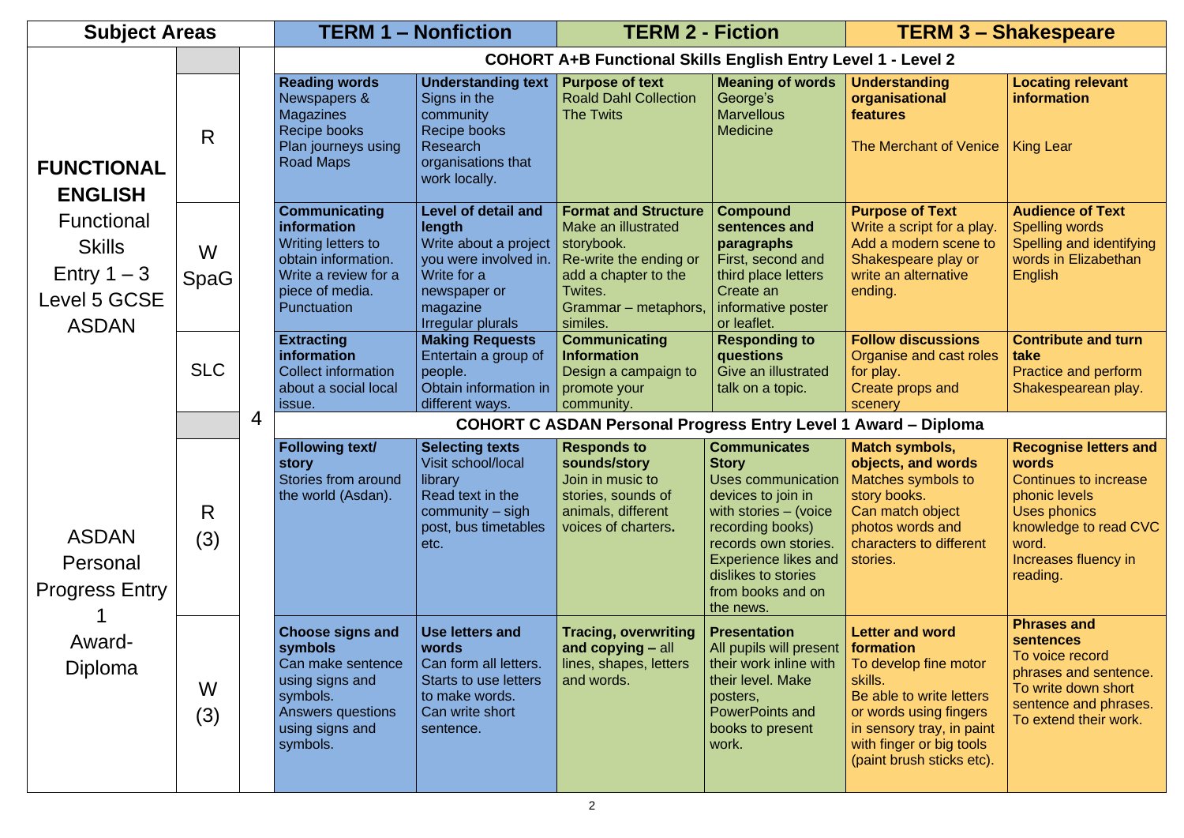| Subject Areas | | | TERM 1 – Nonfiction | | TERM 2 - Fiction | | TERM 3 – Shakespeare | |
|---|---|---|---|---|---|---|---|---|
| **FUNCTIONAL ENGLISH** Functional Skills Entry 1 – 3 Level 5 GCSE ASDAN | | 4 | **COHORT A+B Functional Skills English Entry Level 1 - Level 2** | | | | | |
| | R | | **Reading words** Newspapers & Magazines Recipe books Plan journeys using Road Maps | **Understanding text** Signs in the community Recipe books Research organisations that work locally. | **Purpose of text** Roald Dahl Collection The Twits | **Meaning of words** George's Marvellous Medicine | **Understanding organisational features** The Merchant of Venice | **Locating relevant information** King Lear |
| | W SpaG | | **Communicating information** Writing letters to obtain information. Write a review for a piece of media. Punctuation | **Level of detail and length** Write about a project you were involved in. Write for a newspaper or magazine Irregular plurals | **Format and Structure** Make an illustrated storybook. Re-write the ending or add a chapter to the Twites. Grammar – metaphors, similes. | **Compound sentences and paragraphs** First, second and third place letters Create an informative poster or leaflet. | **Purpose of Text** Write a script for a play. Add a modern scene to Shakespeare play or write an alternative ending. | **Audience of Text** Spelling words Spelling and identifying words in Elizabethan English |
| | SLC | | **Extracting information** Collect information about a social local issue. | **Making Requests** Entertain a group of people. Obtain information in different ways. | **Communicating Information** Design a campaign to promote your community. | **Responding to questions** Give an illustrated talk on a topic. | **Follow discussions** Organise and cast roles for play. Create props and scenery | **Contribute and turn take** Practice and perform Shakespearean play. |
| ASDAN Personal Progress Entry 1 Award-Diploma | | | **COHORT C ASDAN Personal Progress Entry Level 1 Award – Diploma** | | | | | |
| | R (3) | | **Following text/ story** Stories from around the world (Asdan). | **Selecting texts** Visit school/local library Read text in the community – sigh post, bus timetables etc. | **Responds to sounds/story** Join in music to stories, sounds of animals, different voices of charters**.** | **Communicates Story** Uses communication devices to join in with stories – (voice recording books) records own stories. Experience likes and dislikes to stories from books and on the news. | **Match symbols, objects, and words** Matches symbols to story books. Can match object photos words and characters to different stories. | **Recognise letters and words** Continues to increase phonic levels Uses phonics knowledge to read CVC word. Increases fluency in reading. |
| | W (3) | | **Choose signs and symbols** Can make sentence using signs and symbols. Answers questions using signs and symbols. | **Use letters and words** Can form all letters. Starts to use letters to make words. Can write short sentence. | **Tracing, overwriting and copying –** all lines, shapes, letters and words. | **Presentation** All pupils will present their work inline with their level. Make posters, PowerPoints and books to present work. | **Letter and word formation** To develop fine motor skills. Be able to write letters or words using fingers in sensory tray, in paint with finger or big tools (paint brush sticks etc). | **Phrases and sentences** To voice record phrases and sentence. To write down short sentence and phrases. To extend their work. |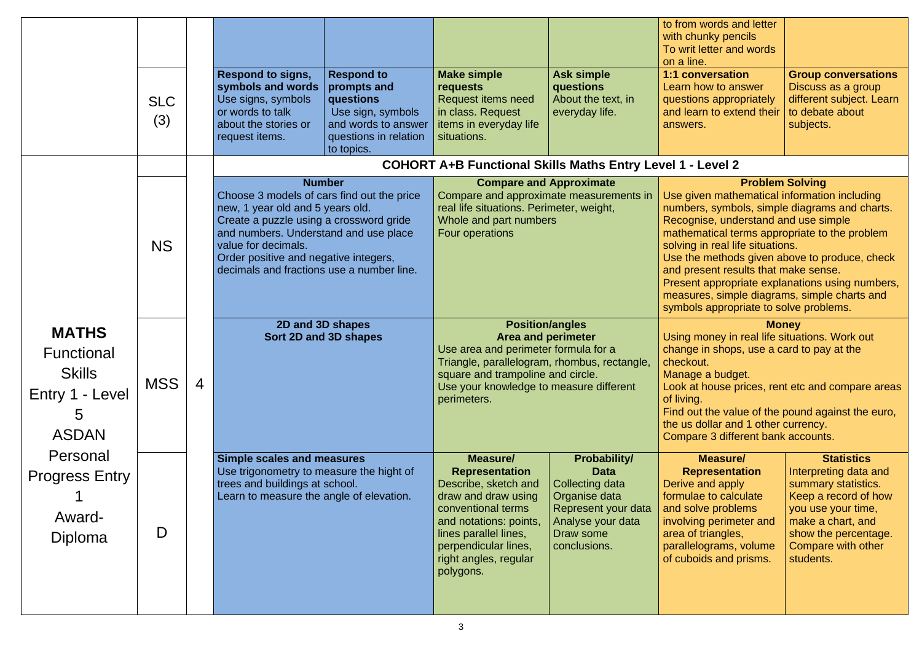| | | | | | | | | |
|---|---|---|---|---|---|---|---|---|
| | | | | | | | to from words and letter with chunky pencils To writ letter and words on a line. | |
| | SLC (3) | | **Respond to signs, symbols and words** Use signs, symbols or words to talk about the stories or request items. | **Respond to prompts and questions** Use sign, symbols and words to answer questions in relation to topics. | **Make simple requests** Request items need in class. Request items in everyday life situations. | **Ask simple questions** About the text, in everyday life. | **1:1 conversation** Learn how to answer questions appropriately and learn to extend their answers. | **Group conversations** Discuss as a group different subject. Learn to debate about subjects. |
| **MATHS** Functional Skills Entry 1 - Level 5 ASDAN Personal Progress Entry 1 Award-Diploma | | 4 | **COHORT A+B Functional Skills Maths Entry Level 1 - Level 2** | | | | | |
| | NS | | **Number** Choose 3 models of cars find out the price new, 1 year old and 5 years old. Create a puzzle using a crossword gride and numbers. Understand and use place value for decimals. Order positive and negative integers, decimals and fractions use a number line. | | **Compare and Approximate** Compare and approximate measurements in real life situations. Perimeter, weight, Whole and part numbers Four operations | | **Problem Solving** Use given mathematical information including numbers, symbols, simple diagrams and charts. Recognise, understand and use simple mathematical terms appropriate to the problem solving in real life situations. Use the methods given above to produce, check and present results that make sense. Present appropriate explanations using numbers, measures, simple diagrams, simple charts and symbols appropriate to solve problems. | |
| | MSS | | **2D and 3D shapes** **Sort 2D and 3D shapes** | | **Position/angles** **Area and perimeter** Use area and perimeter formula for a Triangle, parallelogram, rhombus, rectangle, square and trampoline and circle. Use your knowledge to measure different perimeters. | | **Money** Using money in real life situations. Work out change in shops, use a card to pay at the checkout. Manage a budget. Look at house prices, rent etc and compare areas of living. Find out the value of the pound against the euro, the us dollar and 1 other currency. Compare 3 different bank accounts. | |
| | D | | **Simple scales and measures** Use trigonometry to measure the hight of trees and buildings at school. Learn to measure the angle of elevation. | | **Measure/ Representation** Describe, sketch and draw and draw using conventional terms and notations: points, lines parallel lines, perpendicular lines, right angles, regular polygons. | **Probability/ Data** Collecting data Organise data Represent your data Analyse your data Draw some conclusions. | **Measure/ Representation** Derive and apply formulae to calculate and solve problems involving perimeter and area of triangles, parallelograms, volume of cuboids and prisms. | **Statistics** Interpreting data and summary statistics. Keep a record of how you use your time, make a chart, and show the percentage. Compare with other students. |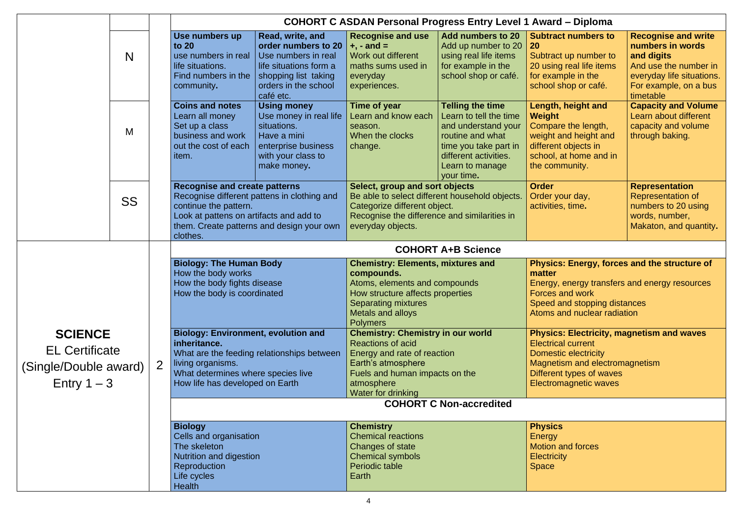| | | | COHORT C ASDAN Personal Progress Entry Level 1 Award – Diploma | | | | | |
|---|---|---|---|---|---|---|---|---|
| | N | | **Use numbers up to 20** use numbers in real life situations. Find numbers in the community**.** | **Read, write, and order numbers to 20** Use numbers in real life situations form a shopping list taking orders in the school café etc. | **Recognise and use +, - and =** Work out different maths sums used in everyday experiences. | **Add numbers to 20** Add up number to 20 using real life items for example in the school shop or café. | **Subtract numbers to 20** Subtract up number to 20 using real life items for example in the school shop or café. | **Recognise and write numbers in words and digits** And use the number in everyday life situations. For example, on a bus timetable |
| | M | | **Coins and notes** Learn all money Set up a class business and work out the cost of each item. | **Using money** Use money in real life situations. Have a mini enterprise business with your class to make money**.** | **Time of year** Learn and know each season. When the clocks change. | **Telling the time** Learn to tell the time and understand your routine and what time you take part in different activities. Learn to manage your time**.** | **Length, height and Weight** Compare the length, weight and height and different objects in school, at home and in the community. | **Capacity and Volume** Learn about different capacity and volume through baking. |
| | SS | | **Recognise and create patterns** Recognise different pattens in clothing and continue the pattern. Look at pattens on artifacts and add to them. Create patterns and design your own clothes. | | **Select, group and sort objects** Be able to select different household objects. Categorize different object. Recognise the difference and similarities in everyday objects. | | **Order** Order your day, activities, time**.** | **Representation** Representation of numbers to 20 using words, number, Makaton, and quantity**.** |
| **SCIENCE** EL Certificate (Single/Double award) Entry 1 – 3 | | 2 | **COHORT A+B Science** | | | | | |
| | | | **Biology: The Human Body** How the body works How the body fights disease How the body is coordinated | | **Chemistry: Elements, mixtures and compounds.** Atoms, elements and compounds How structure affects properties Separating mixtures Metals and alloys Polymers | | **Physics: Energy, forces and the structure of matter** Energy, energy transfers and energy resources Forces and work Speed and stopping distances Atoms and nuclear radiation | |
| | | | **Biology: Environment, evolution and inheritance.** What are the feeding relationships between living organisms. What determines where species live How life has developed on Earth | | **Chemistry: Chemistry in our world** Reactions of acid Energy and rate of reaction Earth's atmosphere Fuels and human impacts on the atmosphere Water for drinking | | **Physics: Electricity, magnetism and waves** Electrical current Domestic electricity Magnetism and electromagnetism Different types of waves Electromagnetic waves | |
| | | | **COHORT C Non-accredited** | | | | | |
| | | | **Biology** Cells and organisation The skeleton Nutrition and digestion Reproduction Life cycles Health | | **Chemistry** Chemical reactions Changes of state Chemical symbols Periodic table Earth | | **Physics** Energy Motion and forces Electricity Space | |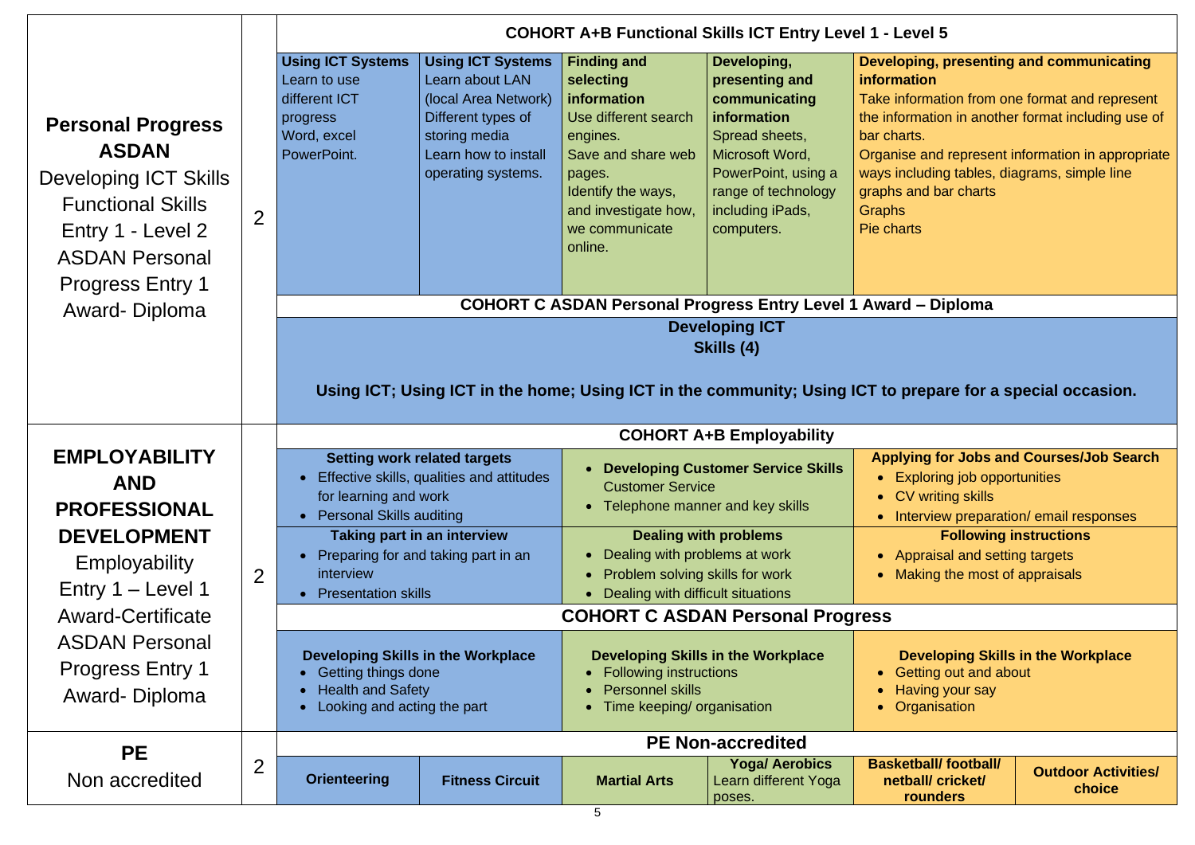| Subject | | | | | | | |
|---|---|---|---|---|---|---|---|
| **Personal Progress ASDAN** Developing ICT Skills Functional Skills Entry 1 - Level 2 ASDAN Personal Progress Entry 1 Award- Diploma | 2 | **COHORT A+B Functional Skills ICT Entry Level 1 - Level 5** | | | | | |
| | | **Using ICT Systems** Learn to use different ICT progress Word, excel PowerPoint. | **Using ICT Systems** Learn about LAN (local Area Network) Different types of storing media Learn how to install operating systems. | **Finding and selecting information** Use different search engines. Save and share web pages. Identify the ways, and investigate how, we communicate online. | **Developing, presenting and communicating information** Spread sheets, Microsoft Word, PowerPoint, using a range of technology including iPads, computers. | **Developing, presenting and communicating information** Take information from one format and represent the information in another format including use of bar charts. Organise and represent information in appropriate ways including tables, diagrams, simple line graphs and bar charts Graphs Pie charts | |
| | | **COHORT C ASDAN Personal Progress Entry Level 1 Award – Diploma** | | | | | |
| | | **Developing ICT Skills (4)** **Using ICT; Using ICT in the home; Using ICT in the community; Using ICT to prepare for a special occasion.** | | | | | |
| **EMPLOYABILITY AND PROFESSIONAL DEVELOPMENT** Employability Entry 1 – Level 1 Award-Certificate ASDAN Personal Progress Entry 1 Award- Diploma | 2 | **COHORT A+B Employability** | | | | | |
| | | **Setting work related targets** • Effective skills, qualities and attitudes for learning and work • Personal Skills auditing | | • **Developing Customer Service Skills** Customer Service • Telephone manner and key skills | | **Applying for Jobs and Courses/Job Search** • Exploring job opportunities • CV writing skills • Interview preparation/ email responses | |
| | | **Taking part in an interview** • Preparing for and taking part in an interview • Presentation skills | | **Dealing with problems** • Dealing with problems at work • Problem solving skills for work • Dealing with difficult situations | | **Following instructions** • Appraisal and setting targets • Making the most of appraisals | |
| | | **COHORT C ASDAN Personal Progress** | | | | | |
| | | **Developing Skills in the Workplace** • Getting things done • Health and Safety • Looking and acting the part | | **Developing Skills in the Workplace** • Following instructions • Personnel skills • Time keeping/ organisation | | **Developing Skills in the Workplace** • Getting out and about • Having your say • Organisation | |
| **PE** Non accredited | 2 | **PE Non-accredited** | | | | | |
| | | **Orienteering** | **Fitness Circuit** | **Martial Arts** | **Yoga/ Aerobics** Learn different Yoga poses. | **Basketball/ football/ netball/ cricket/ rounders** | **Outdoor Activities/ choice** |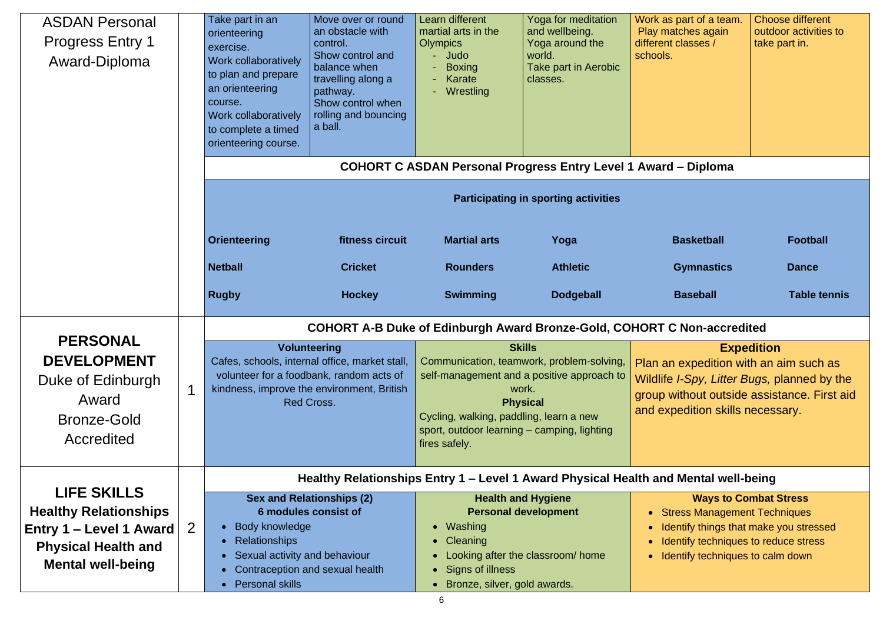| | | | | | | | |
|---|---|---|---|---|---|---|---|
| ASDAN Personal Progress Entry 1 Award-Diploma | | Take part in an orienteering exercise.<br>Work collaboratively to plan and prepare an orienteering course.<br>Work collaboratively to complete a timed orienteering course. | Move over or round an obstacle with control.<br>Show control and balance when travelling along a pathway.<br>Show control when rolling and bouncing a ball. | Learn different martial arts in the Olympics<br>- Judo<br>- Boxing<br>- Karate<br>- Wrestling | Yoga for meditation and wellbeing.<br>Yoga around the world.<br>Take part in Aerobic classes. | Work as part of a team. Play matches again different classes / schools. | Choose different outdoor activities to take part in. |
| | | **COHORT C ASDAN Personal Progress Entry Level 1 Award – Diploma** | | | | | |
| | | **Participating in sporting activities** | | | | | |
| | | **Orienteering** | **fitness circuit** | **Martial arts** | **Yoga** | **Basketball** | **Football** |
| | | **Netball** | **Cricket** | **Rounders** | **Athletic** | **Gymnastics** | **Dance** |
| | | **Rugby** | **Hockey** | **Swimming** | **Dodgeball** | **Baseball** | **Table tennis** |
| **PERSONAL DEVELOPMENT** Duke of Edinburgh Award Bronze-Gold Accredited | 1 | **COHORT A-B Duke of Edinburgh Award Bronze-Gold, COHORT C Non-accredited** | | | | | |
| | | **Volunteering**<br>Cafes, schools, internal office, market stall, volunteer for a foodbank, random acts of kindness, improve the environment, British Red Cross. | | **Skills**<br>Communication, teamwork, problem-solving, self-management and a positive approach to work.<br>**Physical**<br>Cycling, walking, paddling, learn a new sport, outdoor learning – camping, lighting fires safely. | | **Expedition**<br>Plan an expedition with an aim such as Wildlife *I-Spy, Litter Bugs,* planned by the group without outside assistance. First aid and expedition skills necessary. | |
| **LIFE SKILLS Healthy Relationships Entry 1 – Level 1 Award Physical Health and Mental well-being** | 2 | **Healthy Relationships Entry 1 – Level 1 Award Physical Health and Mental well-being** | | | | | |
| | | **Sex and Relationships (2)**<br>**6 modules consist of**<br>• Body knowledge<br>• Relationships<br>• Sexual activity and behaviour<br>• Contraception and sexual health<br>• Personal skills | | **Health and Hygiene**<br>**Personal development**<br>• Washing<br>• Cleaning<br>• Looking after the classroom/ home<br>• Signs of illness<br>• Bronze, silver, gold awards. | | **Ways to Combat Stress**<br>• Stress Management Techniques<br>• Identify things that make you stressed<br>• Identify techniques to reduce stress<br>• Identify techniques to calm down | |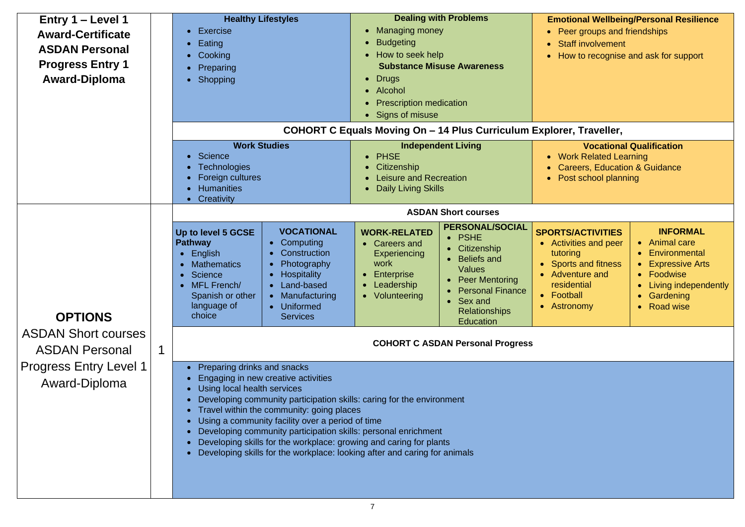| Entry 1 – Level 1 Award-Certificate ASDAN Personal Progress Entry 1 Award-Diploma | | **Healthy Lifestyles**<br>• Exercise<br>• Eating<br>• Cooking<br>• Preparing<br>• Shopping | **Dealing with Problems**<br>• Managing money<br>• Budgeting<br>• How to seek help<br>**Substance Misuse Awareness**<br>• Drugs<br>• Alcohol<br>• Prescription medication<br>• Signs of misuse | **Emotional Wellbeing/Personal Resilience**<br>• Peer groups and friendships<br>• Staff involvement<br>• How to recognise and ask for support |
|---|---|---|---|---|
| | | **COHORT C Equals Moving On – 14 Plus Curriculum Explorer, Traveller,** | | |
| | | **Work Studies**<br>• Science<br>• Technologies<br>• Foreign cultures<br>• Humanities<br>• Creativity | **Independent Living**<br>• PHSE<br>• Citizenship<br>• Leisure and Recreation<br>• Daily Living Skills | **Vocational Qualification**<br>• Work Related Learning<br>• Careers, Education & Guidance<br>• Post school planning |

| **OPTIONS**<br>ASDAN Short courses ASDAN Personal Progress Entry Level 1 Award-Diploma | 1 | **ASDAN Short courses** | | | | | |
|---|---|---|---|---|---|---|---|
| | | **Up to level 5 GCSE Pathway**<br>• English<br>• Mathematics<br>• Science<br>• MFL French/ Spanish or other language of choice | **VOCATIONAL**<br>• Computing<br>• Construction<br>• Photography<br>• Hospitality<br>• Land-based<br>• Manufacturing<br>• Uniformed Services | **WORK-RELATED**<br>• Careers and Experiencing work<br>• Enterprise<br>• Leadership<br>• Volunteering | **PERSONAL/SOCIAL**<br>• PSHE<br>• Citizenship<br>• Beliefs and Values<br>• Peer Mentoring<br>• Personal Finance<br>• Sex and Relationships Education | **SPORTS/ACTIVITIES**<br>• Activities and peer tutoring<br>• Sports and fitness<br>• Adventure and residential<br>• Football<br>• Astronomy | **INFORMAL**<br>• Animal care<br>• Environmental<br>• Expressive Arts<br>• Foodwise<br>• Living independently<br>• Gardening<br>• Road wise |
| | | **COHORT C ASDAN Personal Progress** | | | | | |
| | | • Preparing drinks and snacks<br>• Engaging in new creative activities<br>• Using local health services<br>• Developing community participation skills: caring for the environment<br>• Travel within the community: going places<br>• Using a community facility over a period of time<br>• Developing community participation skills: personal enrichment<br>• Developing skills for the workplace: growing and caring for plants<br>• Developing skills for the workplace: looking after and caring for animals | | | | | |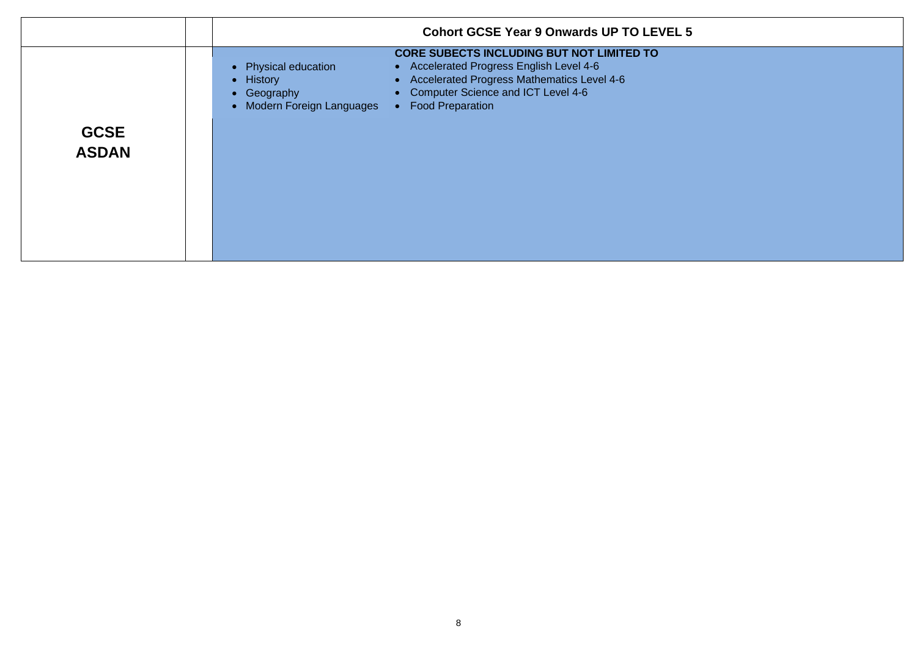| | | Cohort GCSE Year 9 Onwards UP TO LEVEL 5 |
|---|---|---|
| **GCSE ASDAN** | | <ul><li>Physical education</li><li>History</li><li>Geography</li><li>Modern Foreign Languages</li></ul> **CORE SUBECTS INCLUDING BUT NOT LIMITED TO** <ul><li>Accelerated Progress English Level 4-6</li><li>Accelerated Progress Mathematics Level 4-6</li><li>Computer Science and ICT Level 4-6</li><li>Food Preparation</li></ul> |